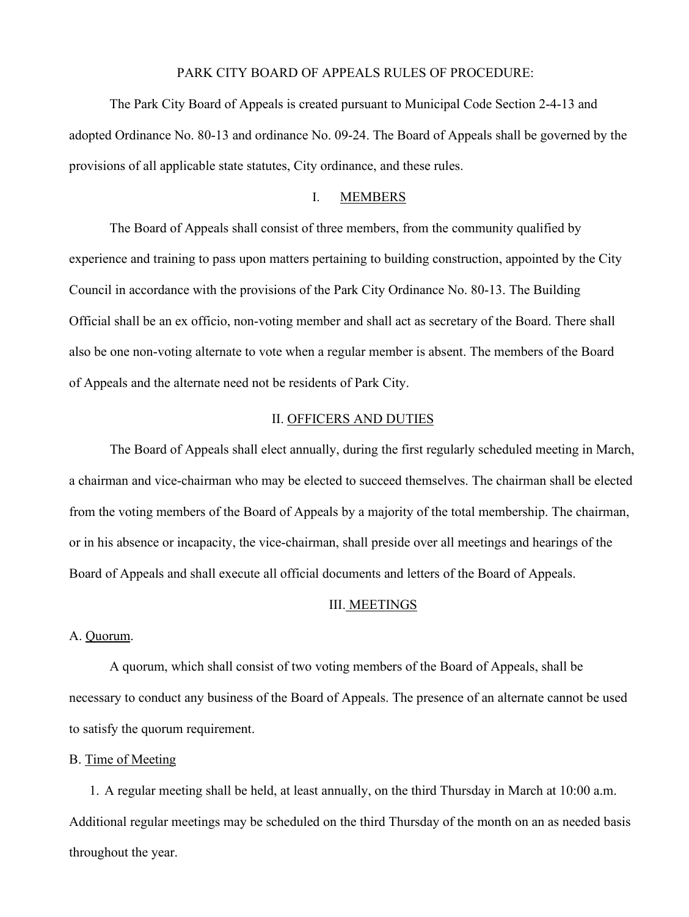# PARK CITY BOARD OF APPEALS RULES OF PROCEDURE:

The Park City Board of Appeals is created pursuant to Municipal Code Section 2-4-13 and adopted Ordinance No. 80-13 and ordinance No. 09-24. The Board of Appeals shall be governed by the provisions of all applicable state statutes, City ordinance, and these rules.

## I. MEMBERS

The Board of Appeals shall consist of three members, from the community qualified by experience and training to pass upon matters pertaining to building construction, appointed by the City Council in accordance with the provisions of the Park City Ordinance No. 80-13. The Building Official shall be an ex officio, non-voting member and shall act as secretary of the Board. There shall also be one non-voting alternate to vote when a regular member is absent. The members of the Board of Appeals and the alternate need not be residents of Park City.

## II. OFFICERS AND DUTIES

The Board of Appeals shall elect annually, during the first regularly scheduled meeting in March, a chairman and vice-chairman who may be elected to succeed themselves. The chairman shall be elected from the voting members of the Board of Appeals by a majority of the total membership. The chairman, or in his absence or incapacity, the vice-chairman, shall preside over all meetings and hearings of the Board of Appeals and shall execute all official documents and letters of the Board of Appeals.

## III. MEETINGS

### A. Quorum.

A quorum, which shall consist of two voting members of the Board of Appeals, shall be necessary to conduct any business of the Board of Appeals. The presence of an alternate cannot be used to satisfy the quorum requirement.

### B. Time of Meeting

1. A regular meeting shall be held, at least annually, on the third Thursday in March at 10:00 a.m. Additional regular meetings may be scheduled on the third Thursday of the month on an as needed basis throughout the year.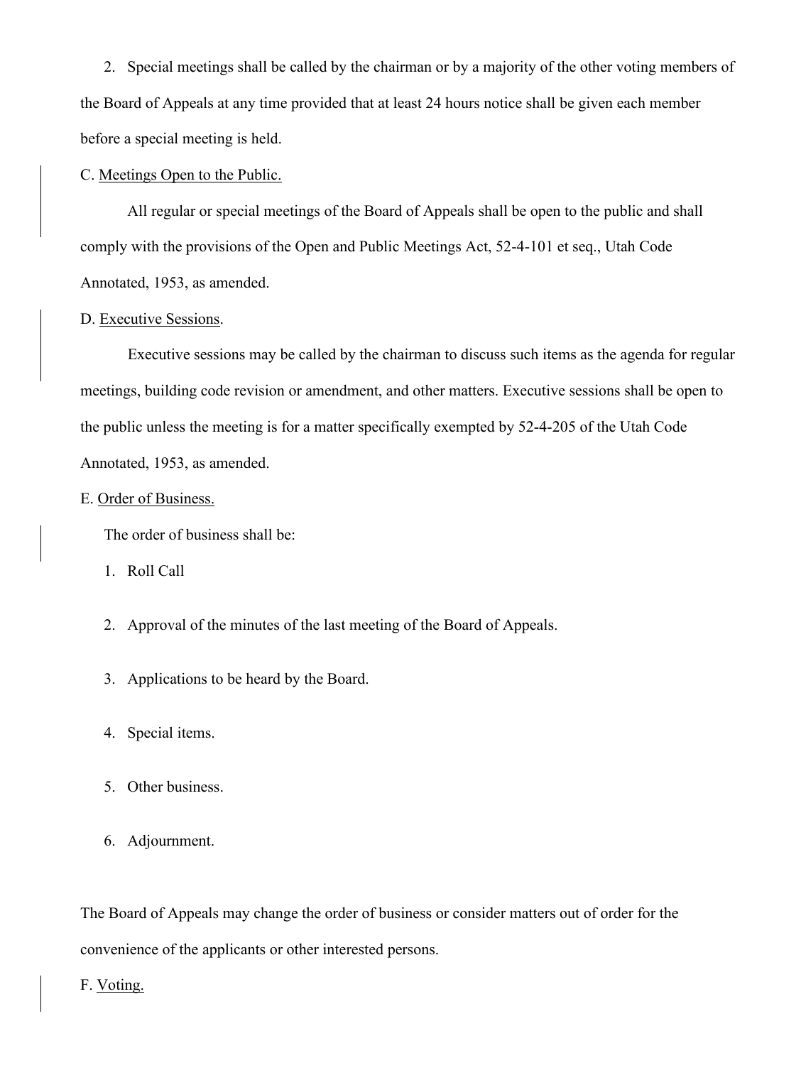2. Special meetings shall be called by the chairman or by a majority of the other voting members of the Board of Appeals at any time provided that at least 24 hours notice shall be given each member before a special meeting is held.

C. Meetings Open to the Public.

All regular or special meetings of the Board of Appeals shall be open to the public and shall comply with the provisions of the Open and Public Meetings Act, 52-4-101 et seq., Utah Code Annotated, 1953, as amended.

D. Executive Sessions.

Executive sessions may be called by the chairman to discuss such items as the agenda for regular meetings, building code revision or amendment, and other matters. Executive sessions shall be open to the public unless the meeting is for a matter specifically exempted by 52-4-205 of the Utah Code Annotated, 1953, as amended.

E. Order of Business.

The order of business shall be:

1. Roll Call
2. Approval of the minutes of the last meeting of the Board of Appeals.
3. Applications to be heard by the Board.
4. Special items.
5. Other business.
6. Adjournment.

The Board of Appeals may change the order of business or consider matters out of order for the convenience of the applicants or other interested persons.

F. Voting.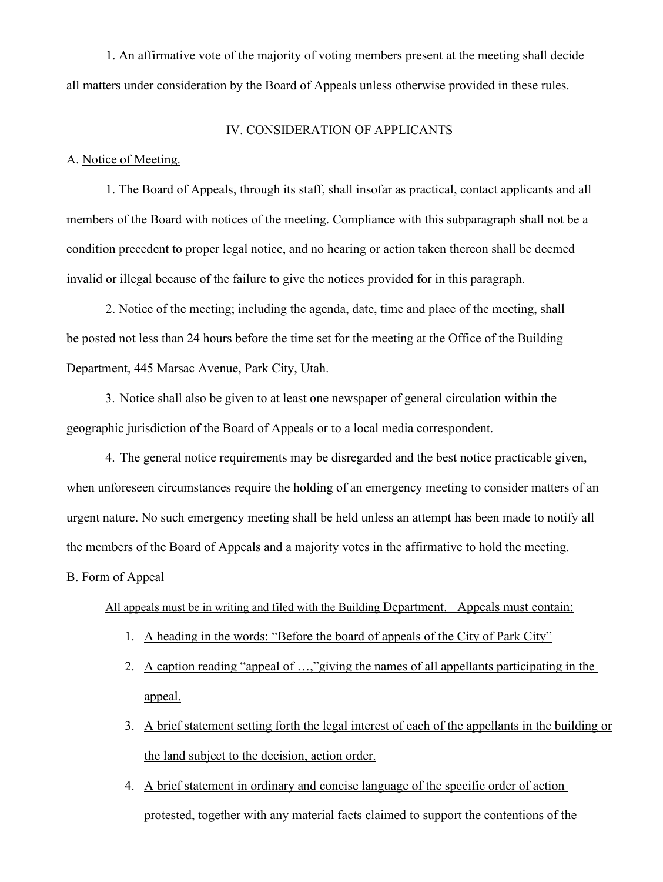1. An affirmative vote of the majority of voting members present at the meeting shall decide all matters under consideration by the Board of Appeals unless otherwise provided in these rules.

## IV. CONSIDERATION OF APPLICANTS

A. Notice of Meeting.

1. The Board of Appeals, through its staff, shall insofar as practical, contact applicants and all members of the Board with notices of the meeting. Compliance with this subparagraph shall not be a condition precedent to proper legal notice, and no hearing or action taken thereon shall be deemed invalid or illegal because of the failure to give the notices provided for in this paragraph.

2. Notice of the meeting; including the agenda, date, time and place of the meeting, shall be posted not less than 24 hours before the time set for the meeting at the Office of the Building Department, 445 Marsac Avenue, Park City, Utah.

3. Notice shall also be given to at least one newspaper of general circulation within the geographic jurisdiction of the Board of Appeals or to a local media correspondent.

4. The general notice requirements may be disregarded and the best notice practicable given, when unforeseen circumstances require the holding of an emergency meeting to consider matters of an urgent nature. No such emergency meeting shall be held unless an attempt has been made to notify all the members of the Board of Appeals and a majority votes in the affirmative to hold the meeting.

B. Form of Appeal

All appeals must be in writing and filed with the Building Department. Appeals must contain:

1. A heading in the words: "Before the board of appeals of the City of Park City"
2. A caption reading "appeal of …,"giving the names of all appellants participating in the appeal.
3. A brief statement setting forth the legal interest of each of the appellants in the building or the land subject to the decision, action order.
4. A brief statement in ordinary and concise language of the specific order of action protested, together with any material facts claimed to support the contentions of the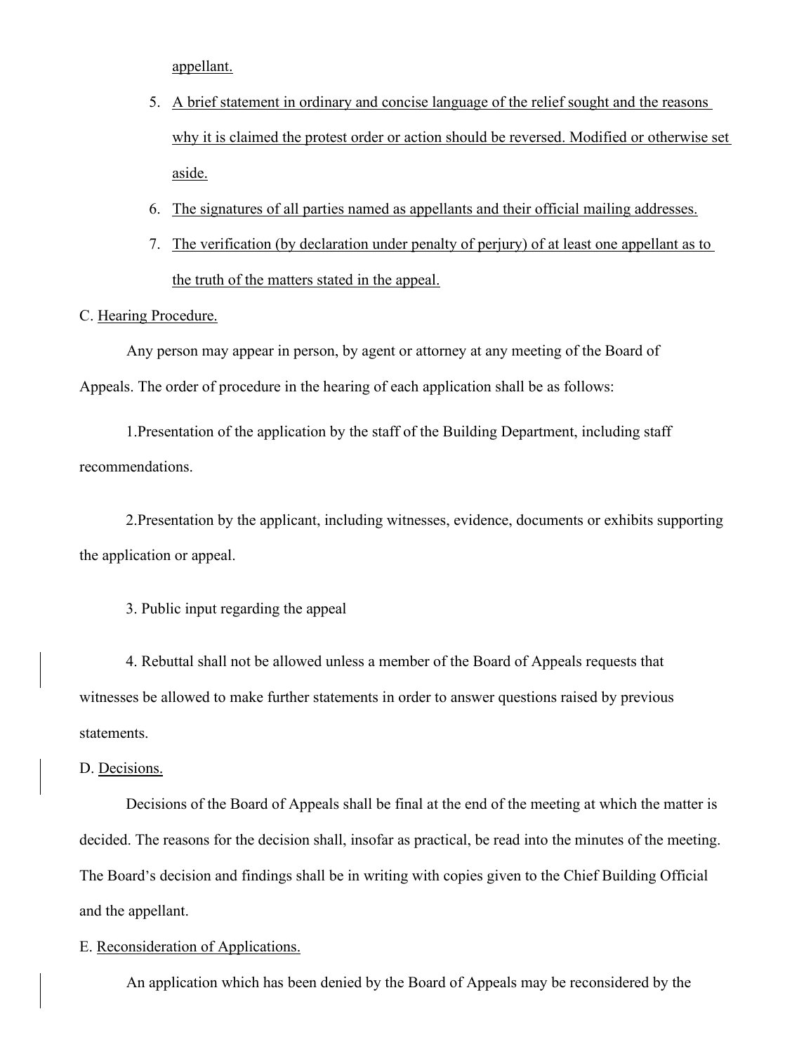appellant.

5. A brief statement in ordinary and concise language of the relief sought and the reasons why it is claimed the protest order or action should be reversed. Modified or otherwise set aside.
6. The signatures of all parties named as appellants and their official mailing addresses.
7. The verification (by declaration under penalty of perjury) of at least one appellant as to the truth of the matters stated in the appeal.

C. Hearing Procedure.

Any person may appear in person, by agent or attorney at any meeting of the Board of Appeals. The order of procedure in the hearing of each application shall be as follows:

1.Presentation of the application by the staff of the Building Department, including staff recommendations.

2.Presentation by the applicant, including witnesses, evidence, documents or exhibits supporting the application or appeal.

3. Public input regarding the appeal

4. Rebuttal shall not be allowed unless a member of the Board of Appeals requests that witnesses be allowed to make further statements in order to answer questions raised by previous statements.

D. Decisions.

Decisions of the Board of Appeals shall be final at the end of the meeting at which the matter is decided. The reasons for the decision shall, insofar as practical, be read into the minutes of the meeting. The Board's decision and findings shall be in writing with copies given to the Chief Building Official and the appellant.

E. Reconsideration of Applications.

An application which has been denied by the Board of Appeals may be reconsidered by the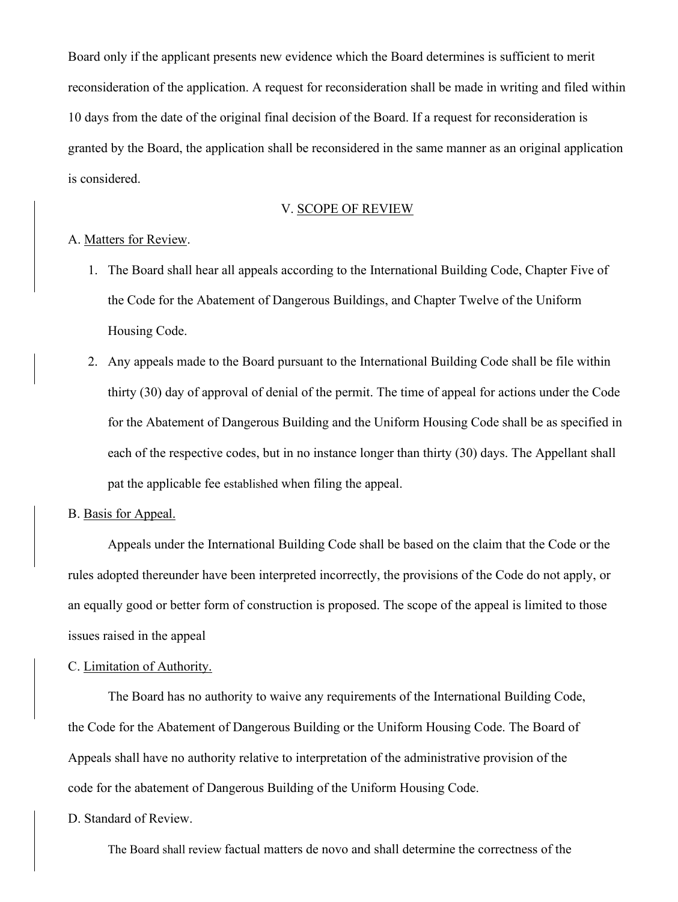Board only if the applicant presents new evidence which the Board determines is sufficient to merit reconsideration of the application. A request for reconsideration shall be made in writing and filed within 10 days from the date of the original final decision of the Board. If a request for reconsideration is granted by the Board, the application shall be reconsidered in the same manner as an original application is considered.

## V. SCOPE OF REVIEW

A. Matters for Review.

1. The Board shall hear all appeals according to the International Building Code, Chapter Five of the Code for the Abatement of Dangerous Buildings, and Chapter Twelve of the Uniform Housing Code.
2. Any appeals made to the Board pursuant to the International Building Code shall be file within thirty (30) day of approval of denial of the permit. The time of appeal for actions under the Code for the Abatement of Dangerous Building and the Uniform Housing Code shall be as specified in each of the respective codes, but in no instance longer than thirty (30) days. The Appellant shall pat the applicable fee established when filing the appeal.

B. Basis for Appeal.

Appeals under the International Building Code shall be based on the claim that the Code or the rules adopted thereunder have been interpreted incorrectly, the provisions of the Code do not apply, or an equally good or better form of construction is proposed. The scope of the appeal is limited to those issues raised in the appeal

C. Limitation of Authority.

The Board has no authority to waive any requirements of the International Building Code, the Code for the Abatement of Dangerous Building or the Uniform Housing Code. The Board of Appeals shall have no authority relative to interpretation of the administrative provision of the code for the abatement of Dangerous Building of the Uniform Housing Code.

D. Standard of Review.

The Board shall review factual matters de novo and shall determine the correctness of the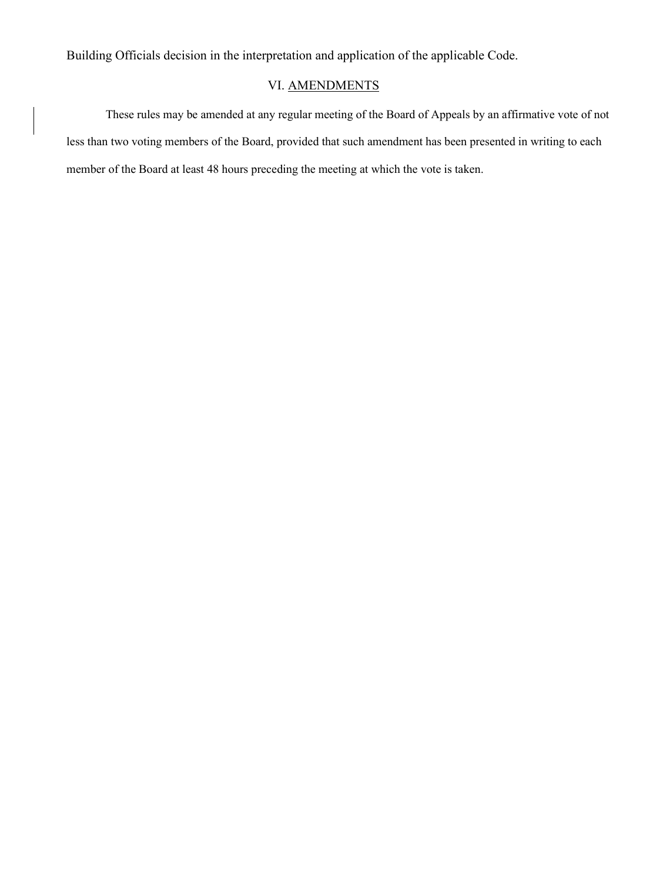Building Officials decision in the interpretation and application of the applicable Code.

## VI. AMENDMENTS

These rules may be amended at any regular meeting of the Board of Appeals by an affirmative vote of not less than two voting members of the Board, provided that such amendment has been presented in writing to each member of the Board at least 48 hours preceding the meeting at which the vote is taken.